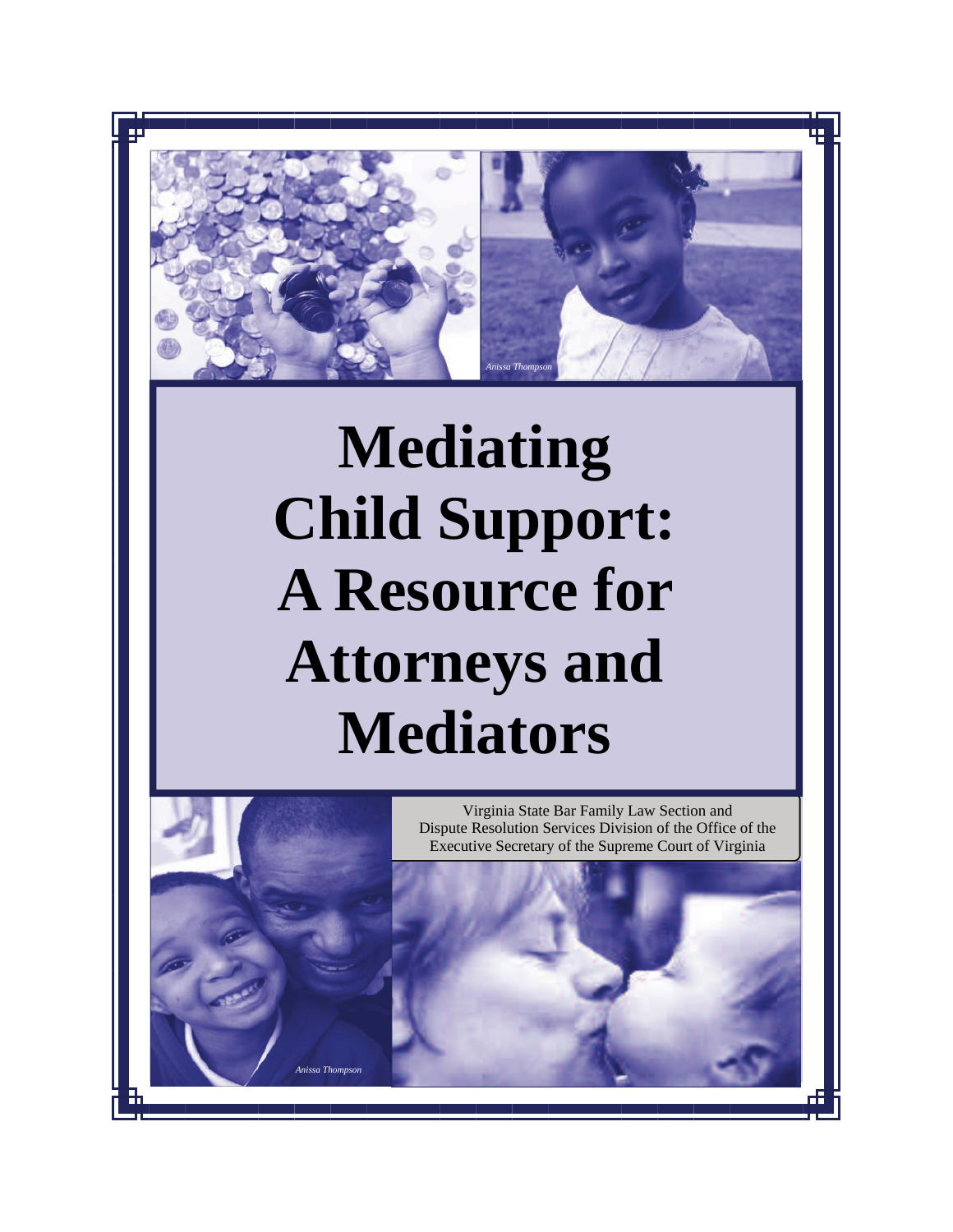# Mediating Child Support: A Resource for Attorneys and Mediators

Virginia State Bar Family Law Section and Dispute Resolution Services Division of the Office of the Executive Secretary of the Supreme Court of Virginia

*Anissa Thompson*

*Anissa Thompson*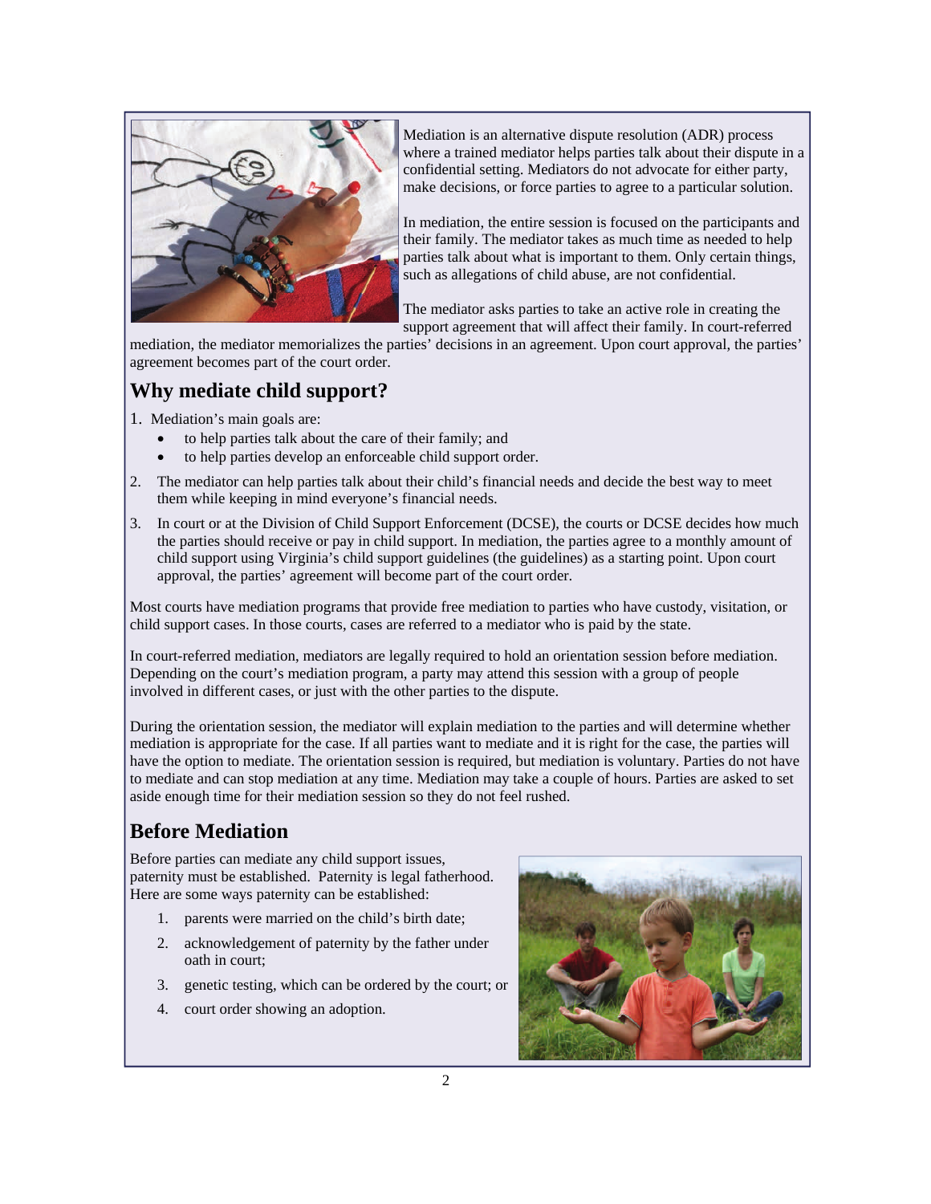Mediation is an alternative dispute resolution (ADR) process where a trained mediator helps parties talk about their dispute in a confidential setting. Mediators do not advocate for either party, make decisions, or force parties to agree to a particular solution.

In mediation, the entire session is focused on the participants and their family. The mediator takes as much time as needed to help parties talk about what is important to them. Only certain things, such as allegations of child abuse, are not confidential.

The mediator asks parties to take an active role in creating the support agreement that will affect their family. In court-referred mediation, the mediator memorializes the parties' decisions in an agreement. Upon court approval, the parties' agreement becomes part of the court order.

## Why mediate child support?

1. Mediation's main goals are:
   - to help parties talk about the care of their family; and
   - to help parties develop an enforceable child support order.
2. The mediator can help parties talk about their child's financial needs and decide the best way to meet them while keeping in mind everyone's financial needs.
3. In court or at the Division of Child Support Enforcement (DCSE), the courts or DCSE decides how much the parties should receive or pay in child support. In mediation, the parties agree to a monthly amount of child support using Virginia's child support guidelines (the guidelines) as a starting point. Upon court approval, the parties' agreement will become part of the court order.

Most courts have mediation programs that provide free mediation to parties who have custody, visitation, or child support cases. In those courts, cases are referred to a mediator who is paid by the state.

In court-referred mediation, mediators are legally required to hold an orientation session before mediation. Depending on the court's mediation program, a party may attend this session with a group of people involved in different cases, or just with the other parties to the dispute.

During the orientation session, the mediator will explain mediation to the parties and will determine whether mediation is appropriate for the case. If all parties want to mediate and it is right for the case, the parties will have the option to mediate. The orientation session is required, but mediation is voluntary. Parties do not have to mediate and can stop mediation at any time. Mediation may take a couple of hours. Parties are asked to set aside enough time for their mediation session so they do not feel rushed.

## Before Mediation

Before parties can mediate any child support issues, paternity must be established. Paternity is legal fatherhood. Here are some ways paternity can be established:

1. parents were married on the child's birth date;
2. acknowledgement of paternity by the father under oath in court;
3. genetic testing, which can be ordered by the court; or
4. court order showing an adoption.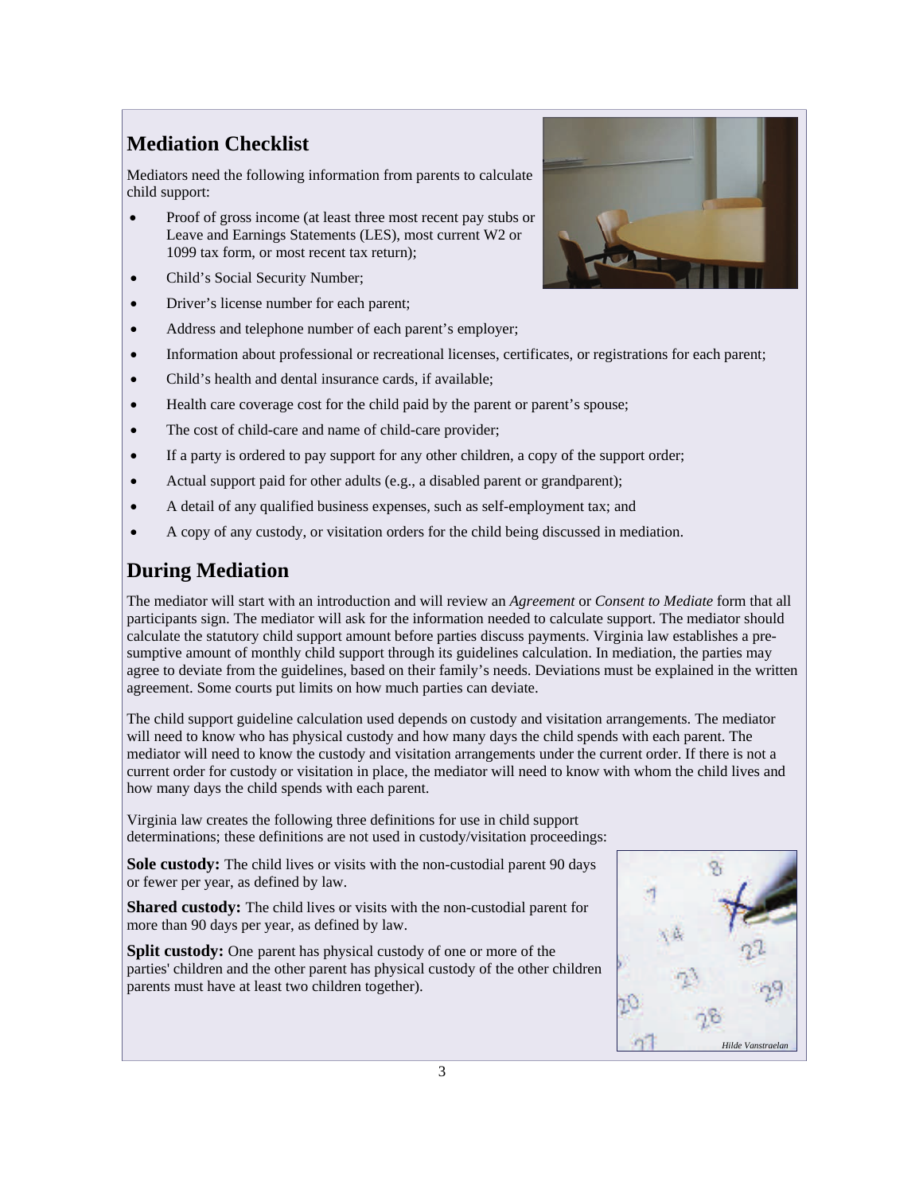## Mediation Checklist

Mediators need the following information from parents to calculate child support:

- Proof of gross income (at least three most recent pay stubs or Leave and Earnings Statements (LES), most current W2 or 1099 tax form, or most recent tax return);
- Child's Social Security Number;
- Driver's license number for each parent;
- Address and telephone number of each parent's employer;
- Information about professional or recreational licenses, certificates, or registrations for each parent;
- Child's health and dental insurance cards, if available;
- Health care coverage cost for the child paid by the parent or parent's spouse;
- The cost of child-care and name of child-care provider;
- If a party is ordered to pay support for any other children, a copy of the support order;
- Actual support paid for other adults (e.g., a disabled parent or grandparent);
- A detail of any qualified business expenses, such as self-employment tax; and
- A copy of any custody, or visitation orders for the child being discussed in mediation.

## During Mediation

The mediator will start with an introduction and will review an *Agreement* or *Consent to Mediate* form that all participants sign. The mediator will ask for the information needed to calculate support. The mediator should calculate the statutory child support amount before parties discuss payments. Virginia law establishes a presumptive amount of monthly child support through its guidelines calculation. In mediation, the parties may agree to deviate from the guidelines, based on their family's needs. Deviations must be explained in the written agreement. Some courts put limits on how much parties can deviate.

The child support guideline calculation used depends on custody and visitation arrangements. The mediator will need to know who has physical custody and how many days the child spends with each parent. The mediator will need to know the custody and visitation arrangements under the current order. If there is not a current order for custody or visitation in place, the mediator will need to know with whom the child lives and how many days the child spends with each parent.

Virginia law creates the following three definitions for use in child support determinations; these definitions are not used in custody/visitation proceedings:

**Sole custody:** The child lives or visits with the non-custodial parent 90 days or fewer per year, as defined by law.

**Shared custody:** The child lives or visits with the non-custodial parent for more than 90 days per year, as defined by law.

**Split custody:** One parent has physical custody of one or more of the parties' children and the other parent has physical custody of the other children parents must have at least two children together).

*Hilde Vanstraelan*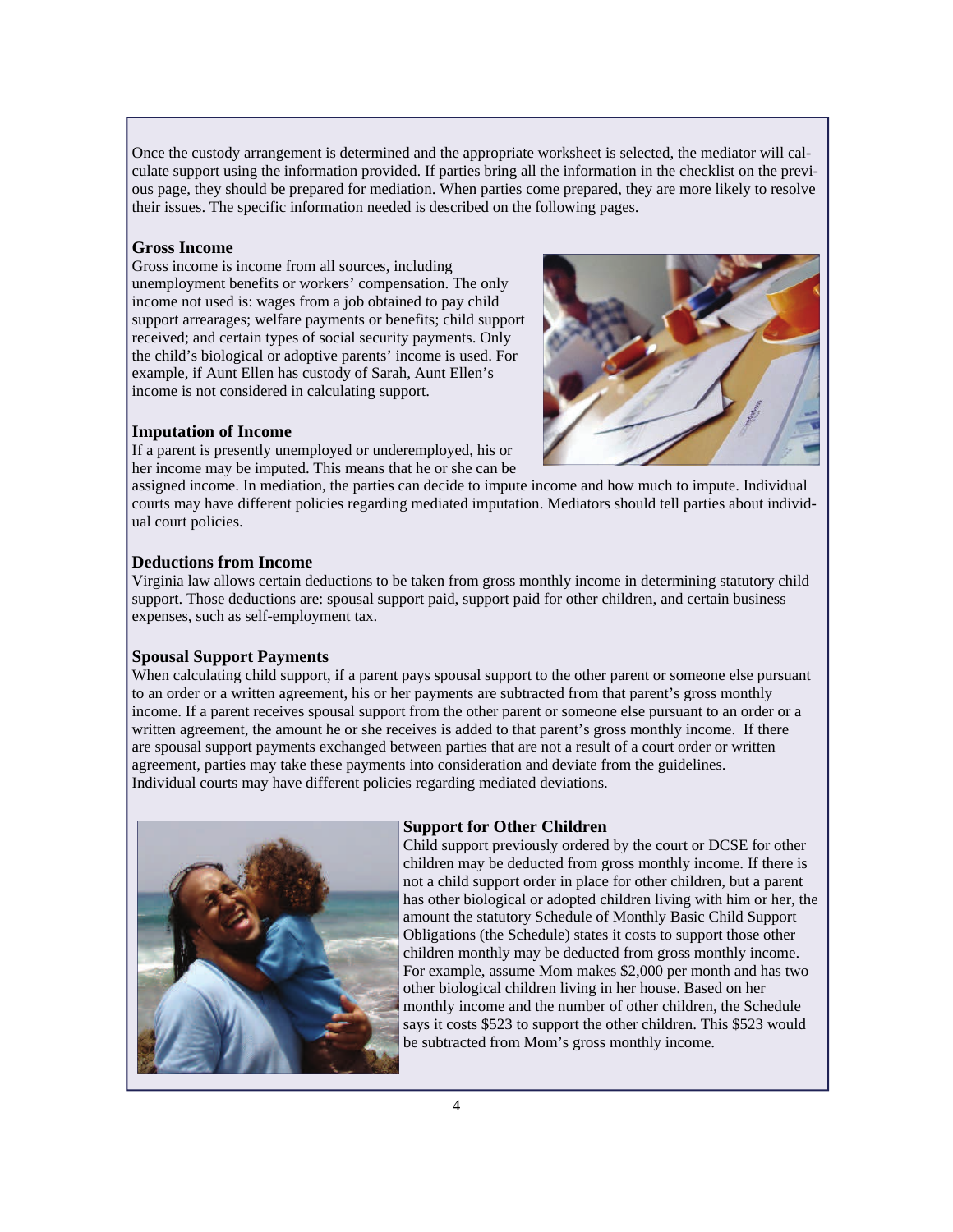Once the custody arrangement is determined and the appropriate worksheet is selected, the mediator will calculate support using the information provided. If parties bring all the information in the checklist on the previous page, they should be prepared for mediation. When parties come prepared, they are more likely to resolve their issues. The specific information needed is described on the following pages.

**Gross Income**

Gross income is income from all sources, including unemployment benefits or workers' compensation. The only income not used is: wages from a job obtained to pay child support arrearages; welfare payments or benefits; child support received; and certain types of social security payments. Only the child's biological or adoptive parents' income is used. For example, if Aunt Ellen has custody of Sarah, Aunt Ellen's income is not considered in calculating support.

**Imputation of Income**

If a parent is presently unemployed or underemployed, his or her income may be imputed. This means that he or she can be assigned income. In mediation, the parties can decide to impute income and how much to impute. Individual courts may have different policies regarding mediated imputation. Mediators should tell parties about individual court policies.

**Deductions from Income**

Virginia law allows certain deductions to be taken from gross monthly income in determining statutory child support. Those deductions are: spousal support paid, support paid for other children, and certain business expenses, such as self-employment tax.

**Spousal Support Payments**

When calculating child support, if a parent pays spousal support to the other parent or someone else pursuant to an order or a written agreement, his or her payments are subtracted from that parent's gross monthly income. If a parent receives spousal support from the other parent or someone else pursuant to an order or a written agreement, the amount he or she receives is added to that parent's gross monthly income. If there are spousal support payments exchanged between parties that are not a result of a court order or written agreement, parties may take these payments into consideration and deviate from the guidelines. Individual courts may have different policies regarding mediated deviations.

**Support for Other Children**

Child support previously ordered by the court or DCSE for other children may be deducted from gross monthly income. If there is not a child support order in place for other children, but a parent has other biological or adopted children living with him or her, the amount the statutory Schedule of Monthly Basic Child Support Obligations (the Schedule) states it costs to support those other children monthly may be deducted from gross monthly income. For example, assume Mom makes $2,000 per month and has two other biological children living in her house. Based on her monthly income and the number of other children, the Schedule says it costs $523 to support the other children. This $523 would be subtracted from Mom's gross monthly income.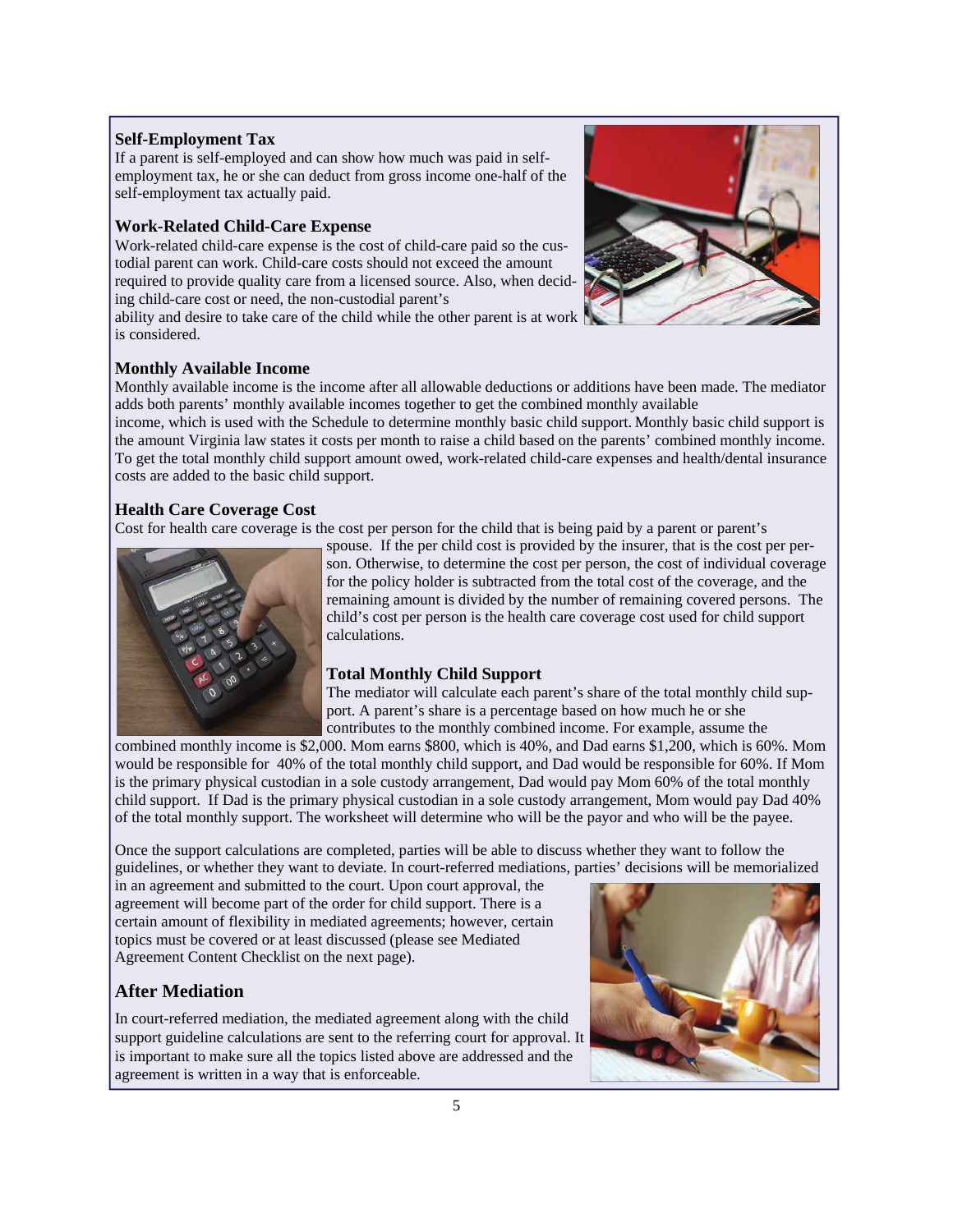### Self-Employment Tax

If a parent is self-employed and can show how much was paid in self-employment tax, he or she can deduct from gross income one-half of the self-employment tax actually paid.

### Work-Related Child-Care Expense

Work-related child-care expense is the cost of child-care paid so the custodial parent can work. Child-care costs should not exceed the amount required to provide quality care from a licensed source. Also, when deciding child-care cost or need, the non-custodial parent's ability and desire to take care of the child while the other parent is at work is considered.

### Monthly Available Income

Monthly available income is the income after all allowable deductions or additions have been made. The mediator adds both parents' monthly available incomes together to get the combined monthly available income, which is used with the Schedule to determine monthly basic child support. Monthly basic child support is the amount Virginia law states it costs per month to raise a child based on the parents' combined monthly income. To get the total monthly child support amount owed, work-related child-care expenses and health/dental insurance costs are added to the basic child support.

### Health Care Coverage Cost

Cost for health care coverage is the cost per person for the child that is being paid by a parent or parent's spouse. If the per child cost is provided by the insurer, that is the cost per person. Otherwise, to determine the cost per person, the cost of individual coverage for the policy holder is subtracted from the total cost of the coverage, and the remaining amount is divided by the number of remaining covered persons. The child's cost per person is the health care coverage cost used for child support calculations.

### Total Monthly Child Support

The mediator will calculate each parent's share of the total monthly child support. A parent's share is a percentage based on how much he or she contributes to the monthly combined income. For example, assume the combined monthly income is $2,000. Mom earns $800, which is 40%, and Dad earns $1,200, which is 60%. Mom would be responsible for 40% of the total monthly child support, and Dad would be responsible for 60%. If Mom is the primary physical custodian in a sole custody arrangement, Dad would pay Mom 60% of the total monthly child support. If Dad is the primary physical custodian in a sole custody arrangement, Mom would pay Dad 40% of the total monthly support. The worksheet will determine who will be the payor and who will be the payee.

Once the support calculations are completed, parties will be able to discuss whether they want to follow the guidelines, or whether they want to deviate. In court-referred mediations, parties' decisions will be memorialized in an agreement and submitted to the court. Upon court approval, the agreement will become part of the order for child support. There is a certain amount of flexibility in mediated agreements; however, certain topics must be covered or at least discussed (please see Mediated Agreement Content Checklist on the next page).

## After Mediation

In court-referred mediation, the mediated agreement along with the child support guideline calculations are sent to the referring court for approval. It is important to make sure all the topics listed above are addressed and the agreement is written in a way that is enforceable.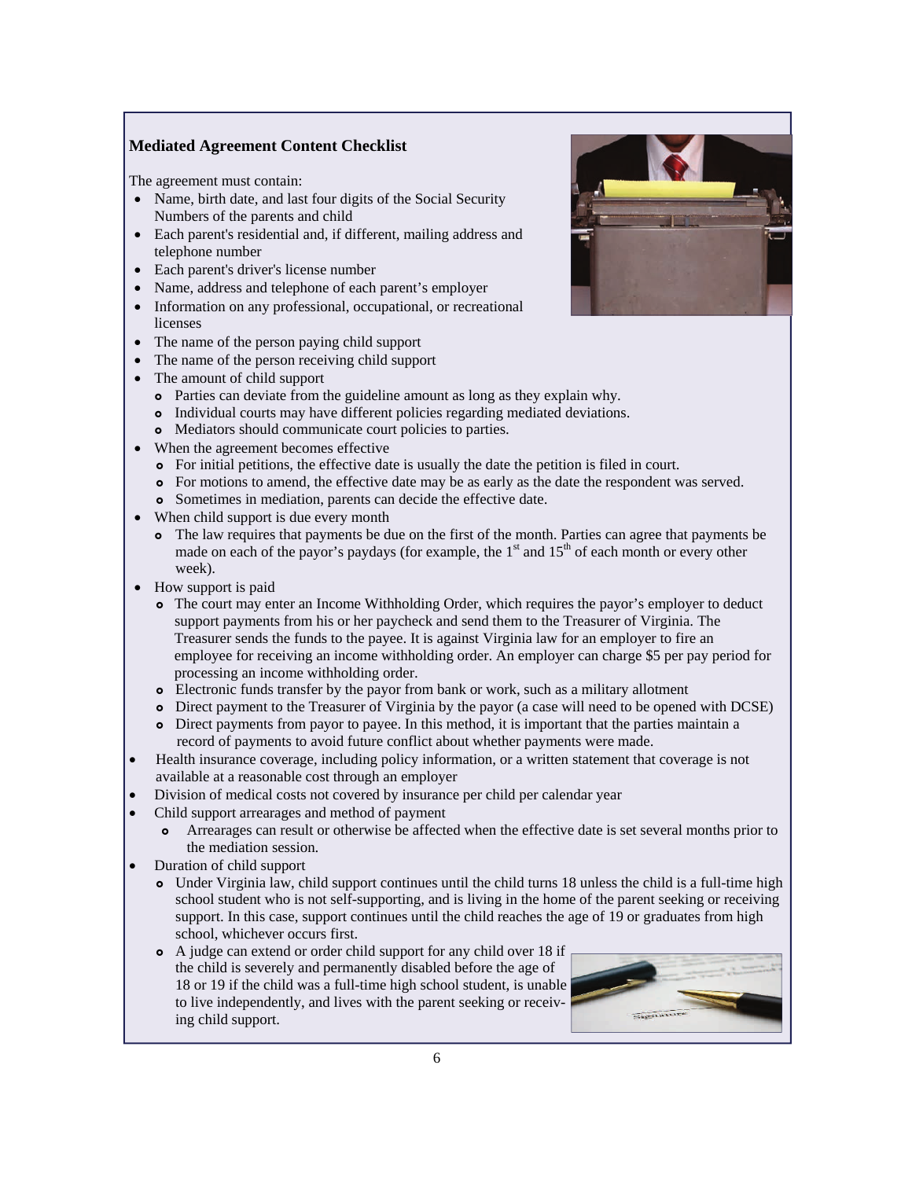### Mediated Agreement Content Checklist

The agreement must contain:

- Name, birth date, and last four digits of the Social Security Numbers of the parents and child
- Each parent's residential and, if different, mailing address and telephone number
- Each parent's driver's license number
- Name, address and telephone of each parent's employer
- Information on any professional, occupational, or recreational licenses
- The name of the person paying child support
- The name of the person receiving child support
- The amount of child support
  - Parties can deviate from the guideline amount as long as they explain why.
  - Individual courts may have different policies regarding mediated deviations.
  - Mediators should communicate court policies to parties.
- When the agreement becomes effective
  - For initial petitions, the effective date is usually the date the petition is filed in court.
  - For motions to amend, the effective date may be as early as the date the respondent was served.
  - Sometimes in mediation, parents can decide the effective date.
- When child support is due every month
  - The law requires that payments be due on the first of the month. Parties can agree that payments be made on each of the payor's paydays (for example, the 1st and 15th of each month or every other week).
- How support is paid
  - The court may enter an Income Withholding Order, which requires the payor's employer to deduct support payments from his or her paycheck and send them to the Treasurer of Virginia. The Treasurer sends the funds to the payee. It is against Virginia law for an employer to fire an employee for receiving an income withholding order. An employer can charge $5 per pay period for processing an income withholding order.
  - Electronic funds transfer by the payor from bank or work, such as a military allotment
  - Direct payment to the Treasurer of Virginia by the payor (a case will need to be opened with DCSE)
  - Direct payments from payor to payee. In this method, it is important that the parties maintain a record of payments to avoid future conflict about whether payments were made.
- Health insurance coverage, including policy information, or a written statement that coverage is not available at a reasonable cost through an employer
- Division of medical costs not covered by insurance per child per calendar year
- Child support arrearages and method of payment
  - Arrearages can result or otherwise be affected when the effective date is set several months prior to the mediation session.
- Duration of child support
  - Under Virginia law, child support continues until the child turns 18 unless the child is a full-time high school student who is not self-supporting, and is living in the home of the parent seeking or receiving support. In this case, support continues until the child reaches the age of 19 or graduates from high school, whichever occurs first.
  - A judge can extend or order child support for any child over 18 if the child is severely and permanently disabled before the age of 18 or 19 if the child was a full-time high school student, is unable to live independently, and lives with the parent seeking or receiving child support.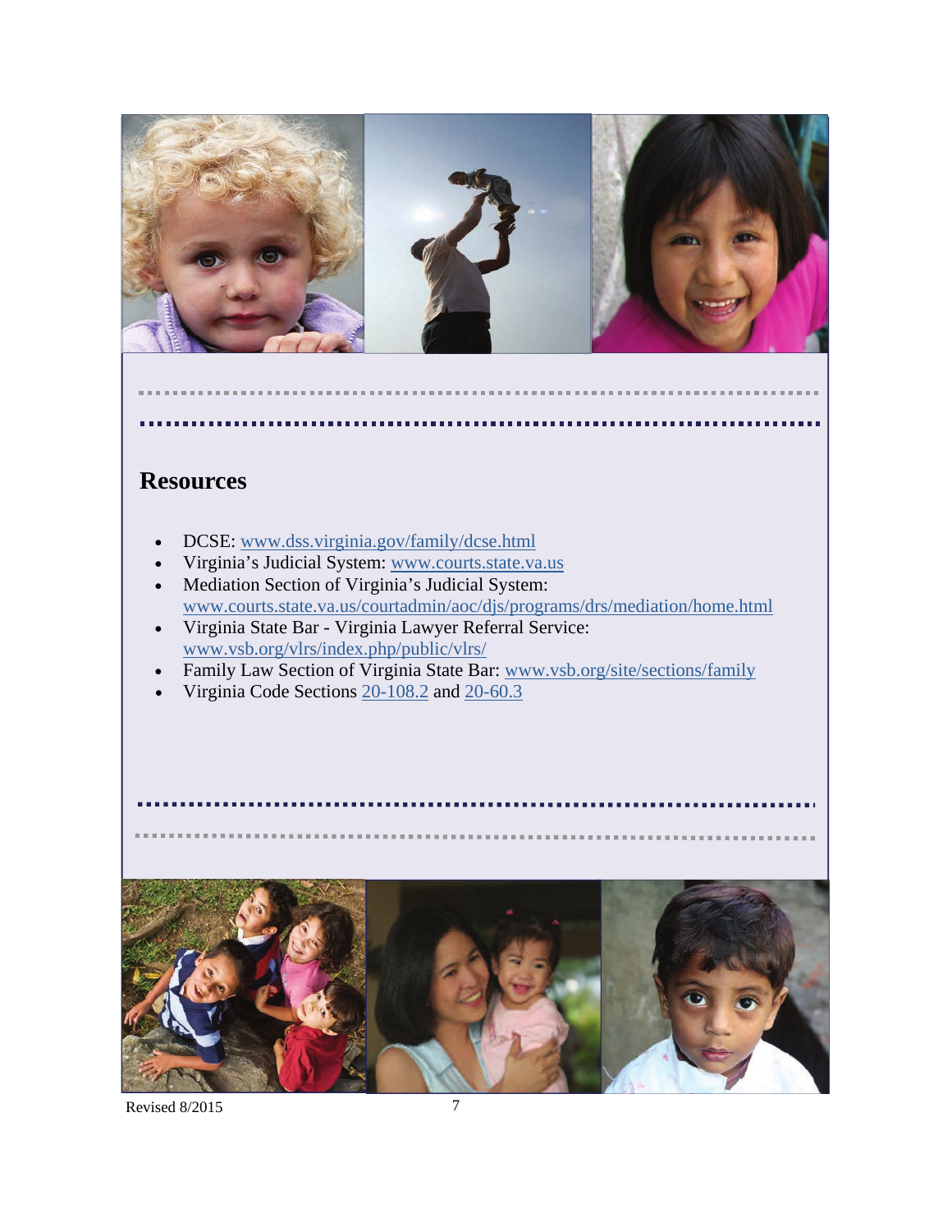## Resources

- DCSE: www.dss.virginia.gov/family/dcse.html
- Virginia's Judicial System: www.courts.state.va.us
- Mediation Section of Virginia's Judicial System: www.courts.state.va.us/courtadmin/aoc/djs/programs/drs/mediation/home.html
- Virginia State Bar - Virginia Lawyer Referral Service: www.vsb.org/vlrs/index.php/public/vlrs/
- Family Law Section of Virginia State Bar: www.vsb.org/site/sections/family
- Virginia Code Sections 20-108.2 and 20-60.3

Revised 8/2015